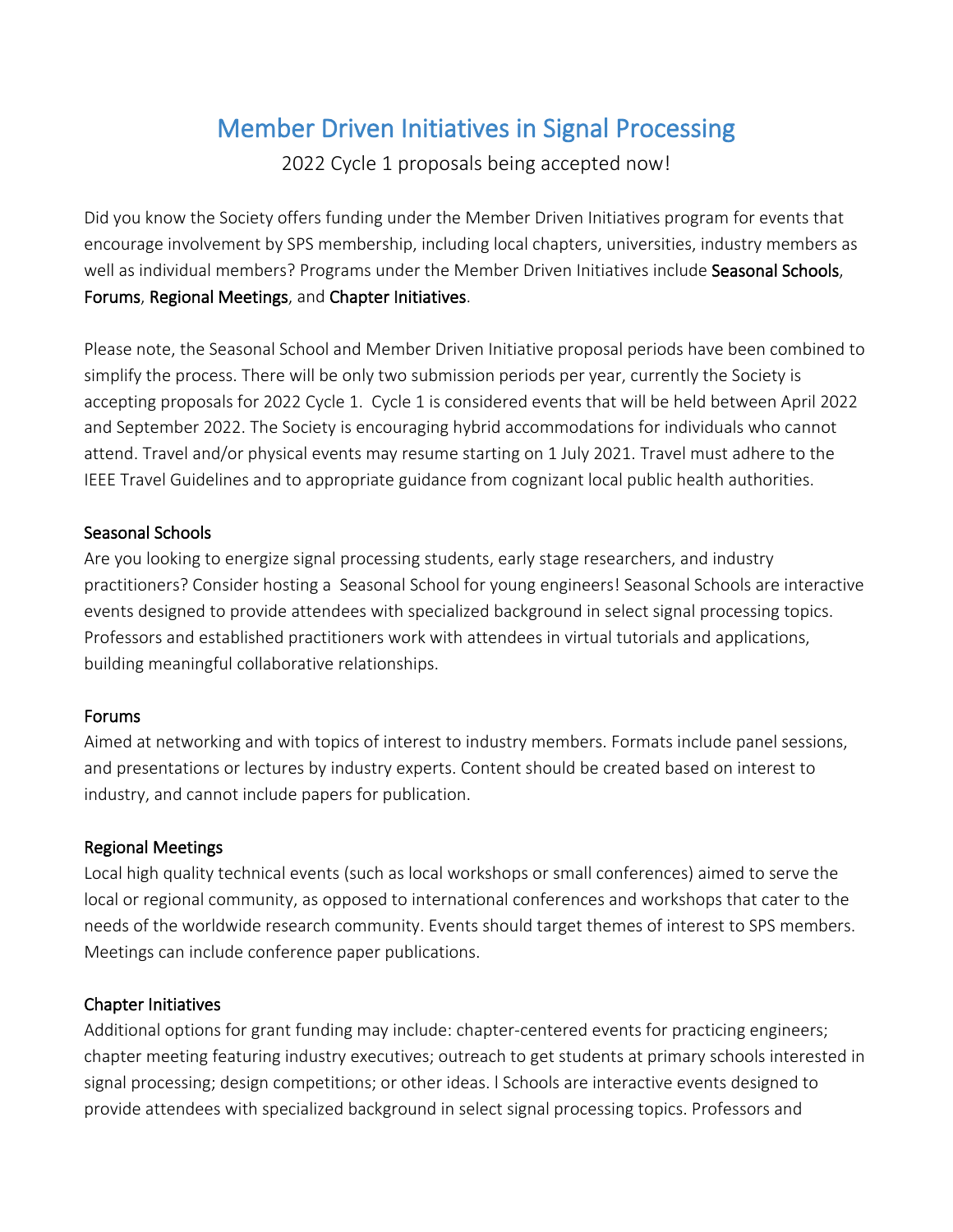# Member Driven Initiatives in Signal Processing

2022 Cycle 1 proposals being accepted now!

Did you know the Society offers funding under the Member Driven Initiatives program for events that encourage involvement by SPS membership, including local chapters, universities, industry members as well as individual members? Programs under the Member Driven Initiatives include Seasonal Schools, Forums, Regional Meetings, and Chapter Initiatives.

Please note, the Seasonal School and Member Driven Initiative proposal periods have been combined to simplify the process. There will be only two submission periods per year, currently the Society is accepting proposals for 2022 Cycle 1. Cycle 1 is considered events that will be held between April 2022 and September 2022. The Society is encouraging hybrid accommodations for individuals who cannot attend. Travel and/or physical events may resume starting on 1 July 2021. Travel must adhere to the IEEE Travel Guidelines and to appropriate guidance from cognizant local public health authorities.

## Seasonal Schools

Are you looking to energize signal processing students, early stage researchers, and industry practitioners? Consider hosting a Seasonal School for young engineers! Seasonal Schools are interactive events designed to provide attendees with specialized background in select signal processing topics. Professors and established practitioners work with attendees in virtual tutorials and applications, building meaningful collaborative relationships.

## Forums

Aimed at networking and with topics of interest to industry members. Formats include panel sessions, and presentations or lectures by industry experts. Content should be created based on interest to industry, and cannot include papers for publication.

## Regional Meetings

Local high quality technical events (such as local workshops or small conferences) aimed to serve the local or regional community, as opposed to international conferences and workshops that cater to the needs of the worldwide research community. Events should target themes of interest to SPS members. Meetings can include conference paper publications.

## Chapter Initiatives

Additional options for grant funding may include: chapter-centered events for practicing engineers; chapter meeting featuring industry executives; outreach to get students at primary schools interested in signal processing; design competitions; or other ideas. l Schools are interactive events designed to provide attendees with specialized background in select signal processing topics. Professors and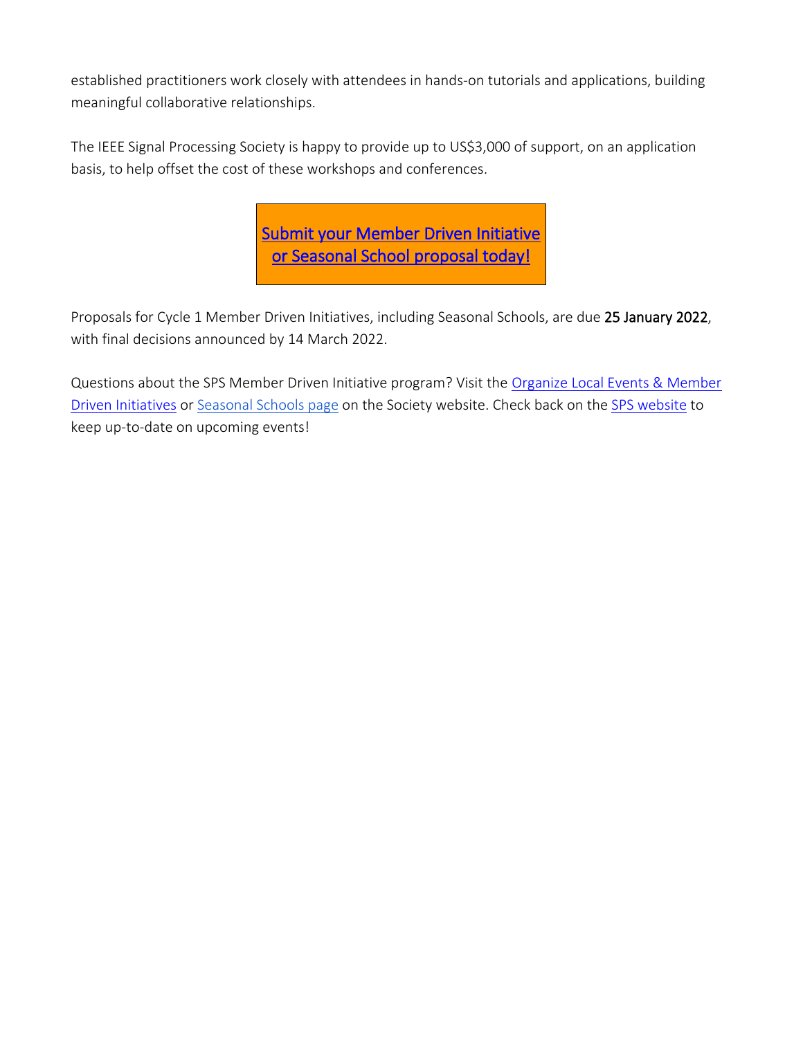established practitioners work closely with attendees in hands-on tutorials and applications, building meaningful collaborative relationships.

The IEEE Signal Processing Society is happy to provide up to US$3,000 of support, on an application basis, to help offset the cost of these workshops and conferences.

**Submit your Member Driven Initiative or Seasonal School proposal today!**

Proposals for Cycle 1 Member Driven Initiatives, including Seasonal Schools, are due **25 January 2022**, with final decisions announced by 14 March 2022.

Questions about the SPS Member Driven Initiative program? Visit the Organize Local Events & Member Driven Initiatives or Seasonal Schools page on the Society website. Check back on the SPS website to keep up-to-date on upcoming events!